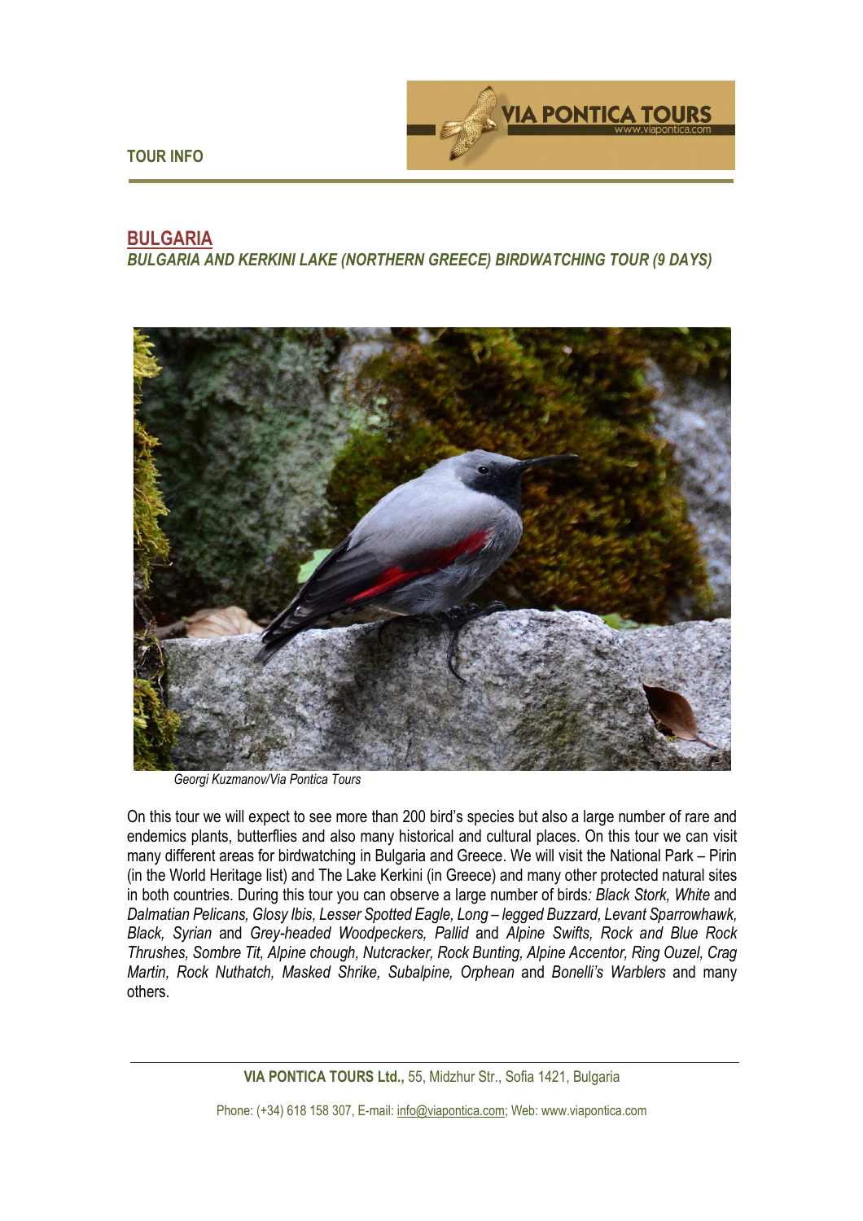TOUR INFO

## BULGARIA

### *BULGARIA AND KERKINI LAKE (NORTHERN GREECE) BIRDWATCHING TOUR (9 DAYS)*

*Georgi Kuzmanov/Via Pontica Tours*

On this tour we will expect to see more than 200 bird's species but also a large number of rare and endemics plants, butterflies and also many historical and cultural places. On this tour we can visit many different areas for birdwatching in Bulgaria and Greece. We will visit the National Park – Pirin (in the World Heritage list) and The Lake Kerkini (in Greece) and many other protected natural sites in both countries. During this tour you can observe a large number of birds*: Black Stork, White* and *Dalmatian Pelicans, Glosy Ibis, Lesser Spotted Eagle, Long – legged Buzzard, Levant Sparrowhawk, Black, Syrian* and *Grey-headed Woodpeckers, Pallid* and *Alpine Swifts, Rock and Blue Rock Thrushes, Sombre Tit, Alpine chough, Nutcracker, Rock Bunting, Alpine Accentor, Ring Ouzel, Crag Martin, Rock Nuthatch, Masked Shrike, Subalpine, Orphean* and *Bonelli's Warblers* and many others.

**VIA PONTICA TOURS Ltd.,** 55, Midzhur Str., Sofia 1421, Bulgaria

Phone: (+34) 618 158 307, E-mail: info@viapontica.com; Web: www.viapontica.com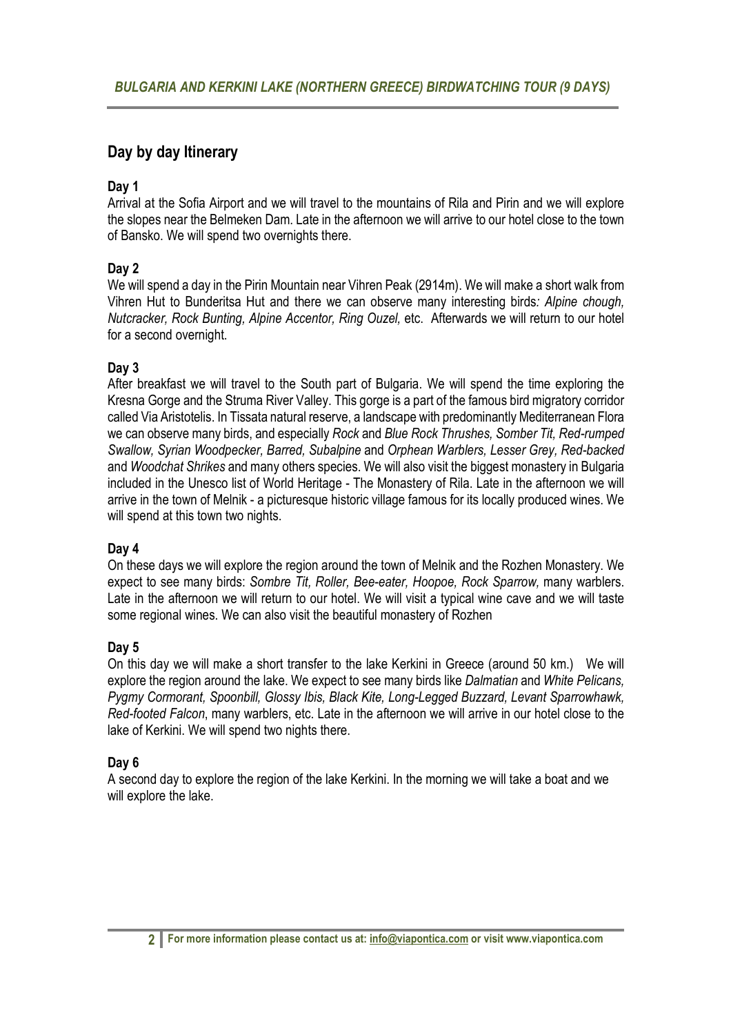*BULGARIA AND KERKINI LAKE (NORTHERN GREECE) BIRDWATCHING TOUR (9 DAYS)*

## Day by day Itinerary

### Day 1

Arrival at the Sofia Airport and we will travel to the mountains of Rila and Pirin and we will explore the slopes near the Belmeken Dam. Late in the afternoon we will arrive to our hotel close to the town of Bansko. We will spend two overnights there.

### Day 2

We will spend a day in the Pirin Mountain near Vihren Peak (2914m). We will make a short walk from Vihren Hut to Bunderitsa Hut and there we can observe many interesting birds*: Alpine chough, Nutcracker, Rock Bunting, Alpine Accentor, Ring Ouzel,* etc. Afterwards we will return to our hotel for a second overnight.

### Day 3

After breakfast we will travel to the South part of Bulgaria. We will spend the time exploring the Kresna Gorge and the Struma River Valley. This gorge is a part of the famous bird migratory corridor called Via Aristotelis. In Tissata natural reserve, a landscape with predominantly Mediterranean Flora we can observe many birds, and especially *Rock* and *Blue Rock Thrushes, Somber Tit, Red-rumped Swallow, Syrian Woodpecker, Barred, Subalpine* and *Orphean Warblers, Lesser Grey, Red-backed* and *Woodchat Shrikes* and many others species. We will also visit the biggest monastery in Bulgaria included in the Unesco list of World Heritage - The Monastery of Rila. Late in the afternoon we will arrive in the town of Melnik - a picturesque historic village famous for its locally produced wines. We will spend at this town two nights.

### Day 4

On these days we will explore the region around the town of Melnik and the Rozhen Monastery. We expect to see many birds: *Sombre Tit, Roller, Bee-eater, Hoopoe, Rock Sparrow,* many warblers. Late in the afternoon we will return to our hotel. We will visit a typical wine cave and we will taste some regional wines. We can also visit the beautiful monastery of Rozhen

### Day 5

On this day we will make a short transfer to the lake Kerkini in Greece (around 50 km.) We will explore the region around the lake. We expect to see many birds like *Dalmatian* and *White Pelicans, Pygmy Cormorant, Spoonbill, Glossy Ibis, Black Kite, Long-Legged Buzzard, Levant Sparrowhawk, Red-footed Falcon*, many warblers, etc. Late in the afternoon we will arrive in our hotel close to the lake of Kerkini. We will spend two nights there.

### Day 6

A second day to explore the region of the lake Kerkini. In the morning we will take a boat and we will explore the lake.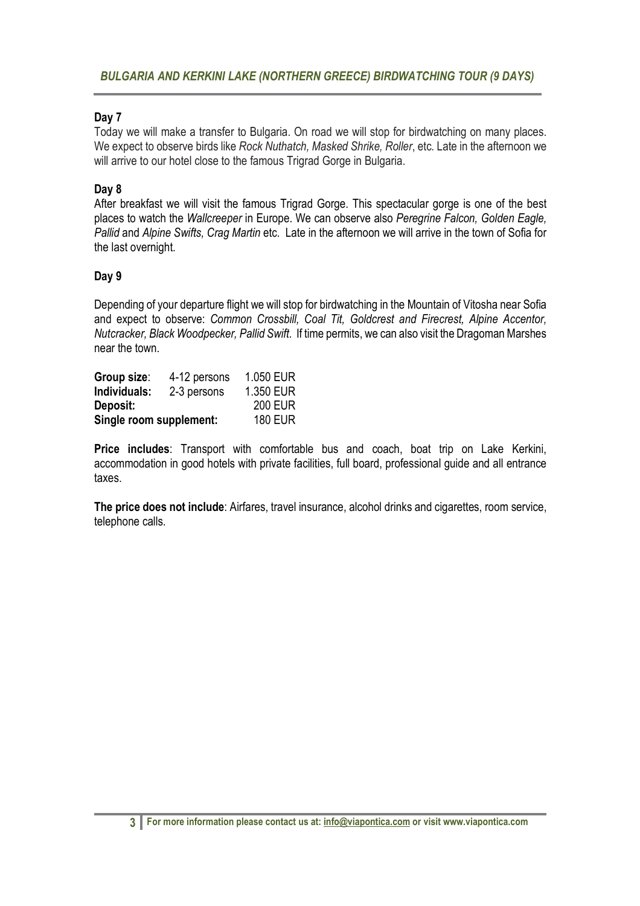## Day 7

Today we will make a transfer to Bulgaria. On road we will stop for birdwatching on many places. We expect to observe birds like *Rock Nuthatch, Masked Shrike, Roller*, etc. Late in the afternoon we will arrive to our hotel close to the famous Trigrad Gorge in Bulgaria.

## Day 8

After breakfast we will visit the famous Trigrad Gorge. This spectacular gorge is one of the best places to watch the *Wallcreeper* in Europe. We can observe also *Peregrine Falcon, Golden Eagle, Pallid* and *Alpine Swifts, Crag Martin* etc. Late in the afternoon we will arrive in the town of Sofia for the last overnight.

## Day 9

Depending of your departure flight we will stop for birdwatching in the Mountain of Vitosha near Sofia and expect to observe: *Common Crossbill, Coal Tit, Goldcrest and Firecrest, Alpine Accentor, Nutcracker, Black Woodpecker, Pallid Swift*. If time permits, we can also visit the Dragoman Marshes near the town.

| | | |
|---|---|---|
| **Group size**: | 4-12 persons | 1.050 EUR |
| **Individuals:** | 2-3 persons | 1.350 EUR |
| **Deposit:** | | 200 EUR |
| **Single room supplement:** | | 180 EUR |

**Price includes**: Transport with comfortable bus and coach, boat trip on Lake Kerkini, accommodation in good hotels with private facilities, full board, professional guide and all entrance taxes.

**The price does not include**: Airfares, travel insurance, alcohol drinks and cigarettes, room service, telephone calls.